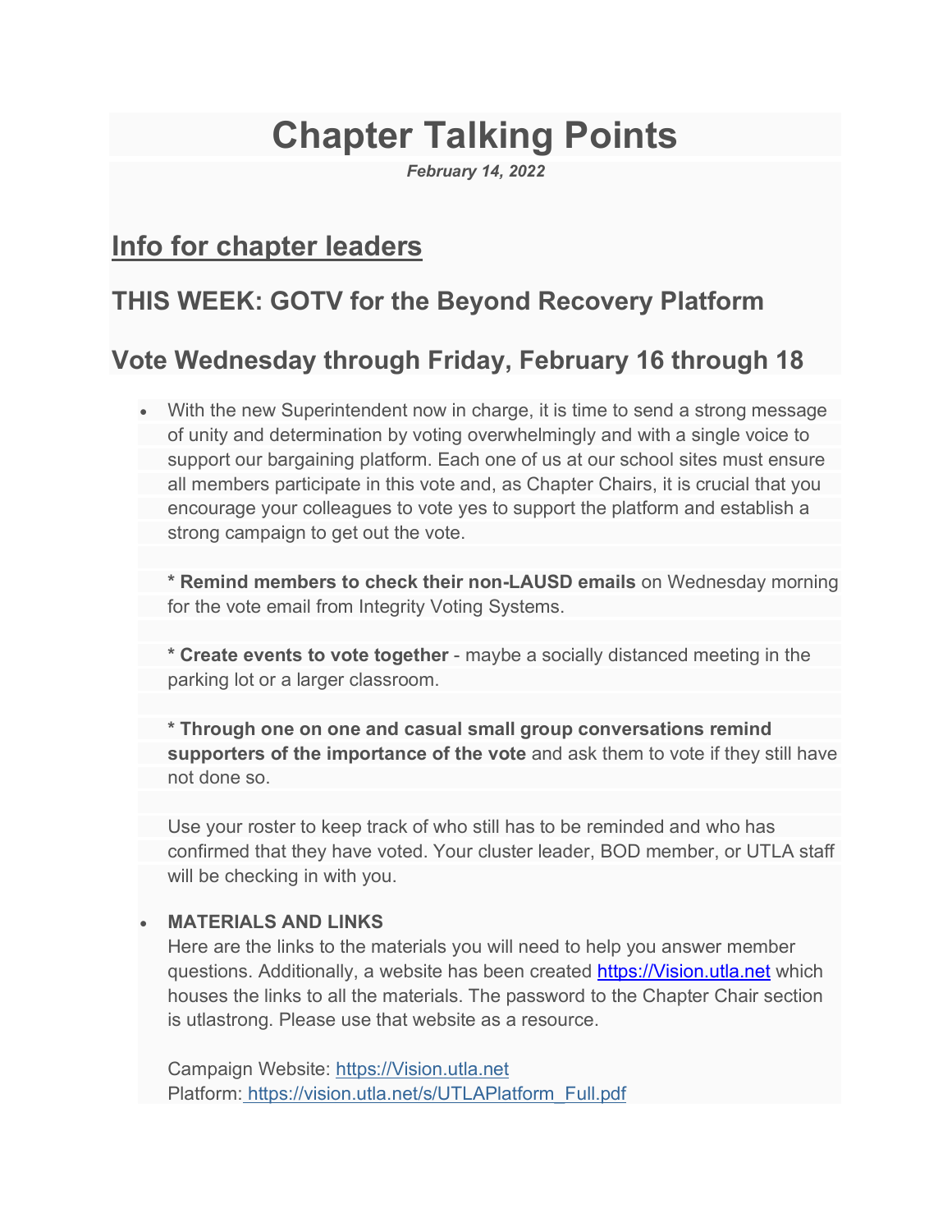# Chapter Talking Points

*February 14, 2022*

## Info for chapter leaders

### THIS WEEK: GOTV for the Beyond Recovery Platform

### Vote Wednesday through Friday, February 16 through 18

- With the new Superintendent now in charge, it is time to send a strong message of unity and determination by voting overwhelmingly and with a single voice to support our bargaining platform. Each one of us at our school sites must ensure all members participate in this vote and, as Chapter Chairs, it is crucial that you encourage your colleagues to vote yes to support the platform and establish a strong campaign to get out the vote.

  * **Remind members to check their non-LAUSD emails** on Wednesday morning for the vote email from Integrity Voting Systems.

  * **Create events to vote together** - maybe a socially distanced meeting in the parking lot or a larger classroom.

  * **Through one on one and casual small group conversations remind supporters of the importance of the vote** and ask them to vote if they still have not done so.

  Use your roster to keep track of who still has to be reminded and who has confirmed that they have voted. Your cluster leader, BOD member, or UTLA staff will be checking in with you.

- **MATERIALS AND LINKS**
  Here are the links to the materials you will need to help you answer member questions. Additionally, a website has been created https://Vision.utla.net which houses the links to all the materials. The password to the Chapter Chair section is utlastrong. Please use that website as a resource.

  Campaign Website: https://Vision.utla.net
  Platform: https://vision.utla.net/s/UTLAPlatform_Full.pdf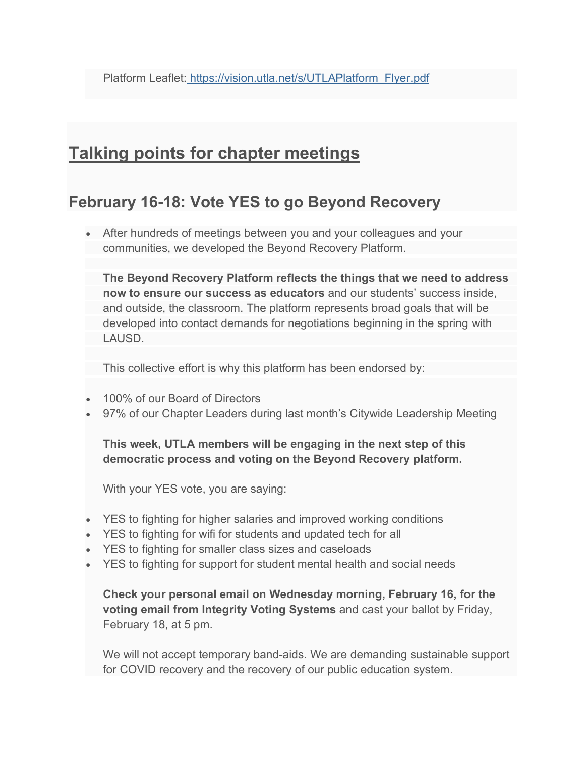Platform Leaflet: [https://vision.utla.net/s/UTLAPlatform_Flyer.pdf](https://vision.utla.net/s/UTLAPlatform_Flyer.pdf)

# Talking points for chapter meetings

## February 16-18: Vote YES to go Beyond Recovery

- After hundreds of meetings between you and your colleagues and your communities, we developed the Beyond Recovery Platform.

  **The Beyond Recovery Platform reflects the things that we need to address now to ensure our success as educators** and our students' success inside, and outside, the classroom. The platform represents broad goals that will be developed into contact demands for negotiations beginning in the spring with LAUSD.

  This collective effort is why this platform has been endorsed by:

- 100% of our Board of Directors
- 97% of our Chapter Leaders during last month's Citywide Leadership Meeting

  **This week, UTLA members will be engaging in the next step of this democratic process and voting on the Beyond Recovery platform.**

  With your YES vote, you are saying:

- YES to fighting for higher salaries and improved working conditions
- YES to fighting for wifi for students and updated tech for all
- YES to fighting for smaller class sizes and caseloads
- YES to fighting for support for student mental health and social needs

  **Check your personal email on Wednesday morning, February 16, for the voting email from Integrity Voting Systems** and cast your ballot by Friday, February 18, at 5 pm.

  We will not accept temporary band-aids. We are demanding sustainable support for COVID recovery and the recovery of our public education system.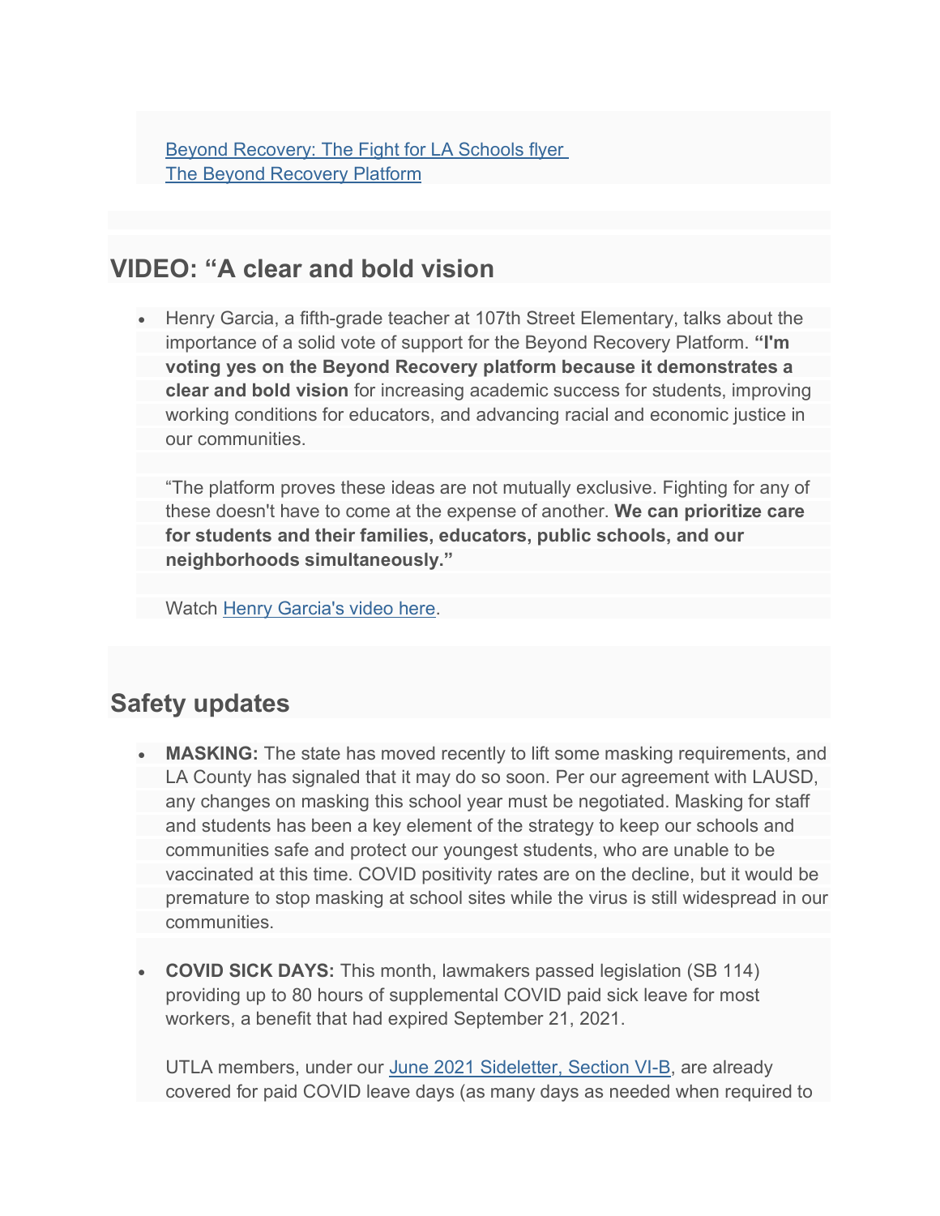[Beyond Recovery: The Fight for LA Schools flyer](#)
[The Beyond Recovery Platform](#)

## VIDEO: “A clear and bold vision

- Henry Garcia, a fifth-grade teacher at 107th Street Elementary, talks about the importance of a solid vote of support for the Beyond Recovery Platform. **“I'm voting yes on the Beyond Recovery platform because it demonstrates a clear and bold vision** for increasing academic success for students, improving working conditions for educators, and advancing racial and economic justice in our communities.

  “The platform proves these ideas are not mutually exclusive. Fighting for any of these doesn't have to come at the expense of another. **We can prioritize care for students and their families, educators, public schools, and our neighborhoods simultaneously.”**

  Watch [Henry Garcia's video here](#).

## Safety updates

- **MASKING:** The state has moved recently to lift some masking requirements, and LA County has signaled that it may do so soon. Per our agreement with LAUSD, any changes on masking this school year must be negotiated. Masking for staff and students has been a key element of the strategy to keep our schools and communities safe and protect our youngest students, who are unable to be vaccinated at this time. COVID positivity rates are on the decline, but it would be premature to stop masking at school sites while the virus is still widespread in our communities.

- **COVID SICK DAYS:** This month, lawmakers passed legislation (SB 114) providing up to 80 hours of supplemental COVID paid sick leave for most workers, a benefit that had expired September 21, 2021.

  UTLA members, under our [June 2021 Sideletter, Section VI-B](#), are already covered for paid COVID leave days (as many days as needed when required to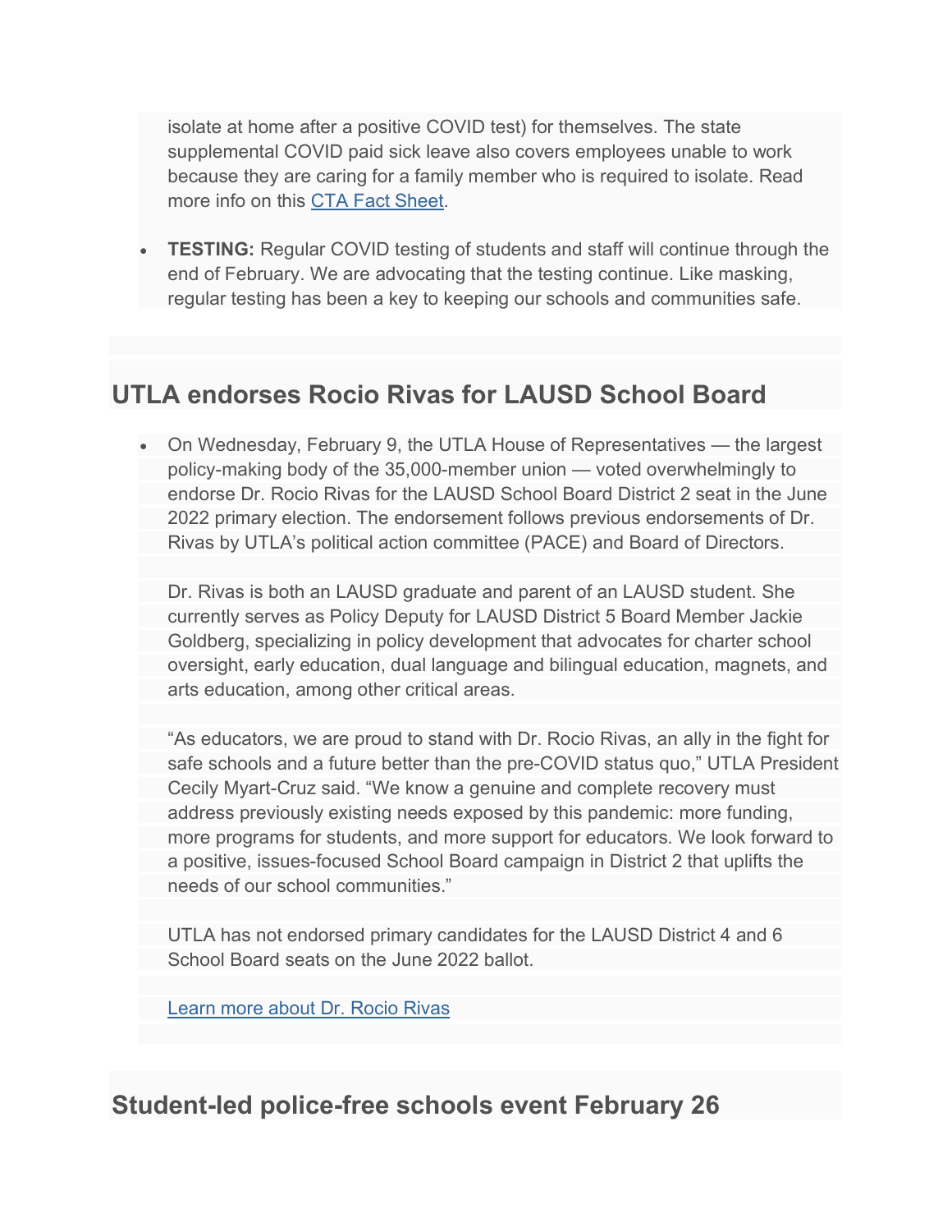isolate at home after a positive COVID test) for themselves. The state supplemental COVID paid sick leave also covers employees unable to work because they are caring for a family member who is required to isolate. Read more info on this [CTA Fact Sheet](#).

- **TESTING:** Regular COVID testing of students and staff will continue through the end of February. We are advocating that the testing continue. Like masking, regular testing has been a key to keeping our schools and communities safe.

## UTLA endorses Rocio Rivas for LAUSD School Board

- On Wednesday, February 9, the UTLA House of Representatives — the largest policy-making body of the 35,000-member union — voted overwhelmingly to endorse Dr. Rocio Rivas for the LAUSD School Board District 2 seat in the June 2022 primary election. The endorsement follows previous endorsements of Dr. Rivas by UTLA's political action committee (PACE) and Board of Directors.

  Dr. Rivas is both an LAUSD graduate and parent of an LAUSD student. She currently serves as Policy Deputy for LAUSD District 5 Board Member Jackie Goldberg, specializing in policy development that advocates for charter school oversight, early education, dual language and bilingual education, magnets, and arts education, among other critical areas.

  "As educators, we are proud to stand with Dr. Rocio Rivas, an ally in the fight for safe schools and a future better than the pre-COVID status quo," UTLA President Cecily Myart-Cruz said. "We know a genuine and complete recovery must address previously existing needs exposed by this pandemic: more funding, more programs for students, and more support for educators. We look forward to a positive, issues-focused School Board campaign in District 2 that uplifts the needs of our school communities."

  UTLA has not endorsed primary candidates for the LAUSD District 4 and 6 School Board seats on the June 2022 ballot.

  [Learn more about Dr. Rocio Rivas](#)

## Student-led police-free schools event February 26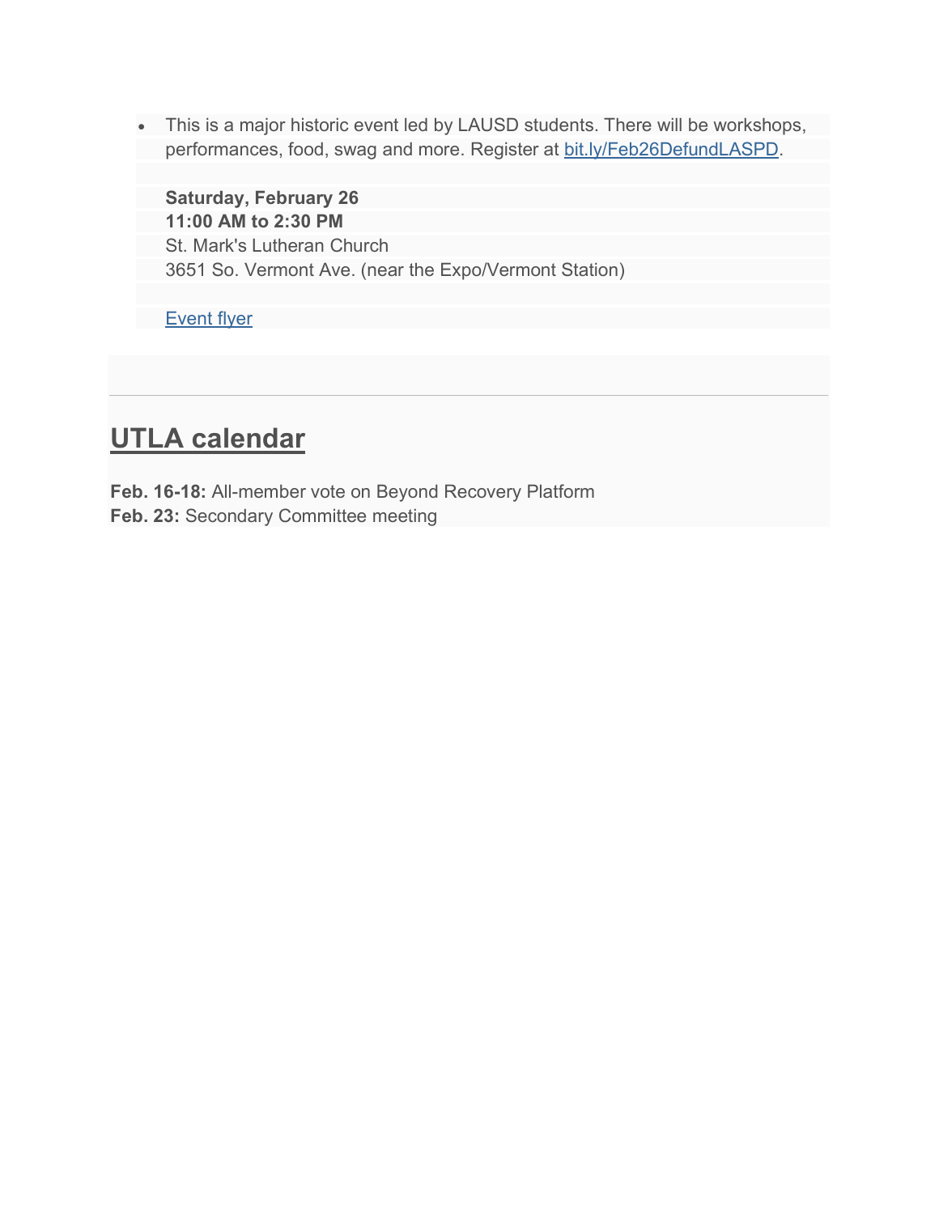- This is a major historic event led by LAUSD students. There will be workshops, performances, food, swag and more. Register at [bit.ly/Feb26DefundLASPD](bit.ly/Feb26DefundLASPD).

  **Saturday, February 26**
  **11:00 AM to 2:30 PM**
  St. Mark's Lutheran Church
  3651 So. Vermont Ave. (near the Expo/Vermont Station)

  [Event flyer]()

---

## UTLA calendar

**Feb. 16-18:** All-member vote on Beyond Recovery Platform
**Feb. 23:** Secondary Committee meeting